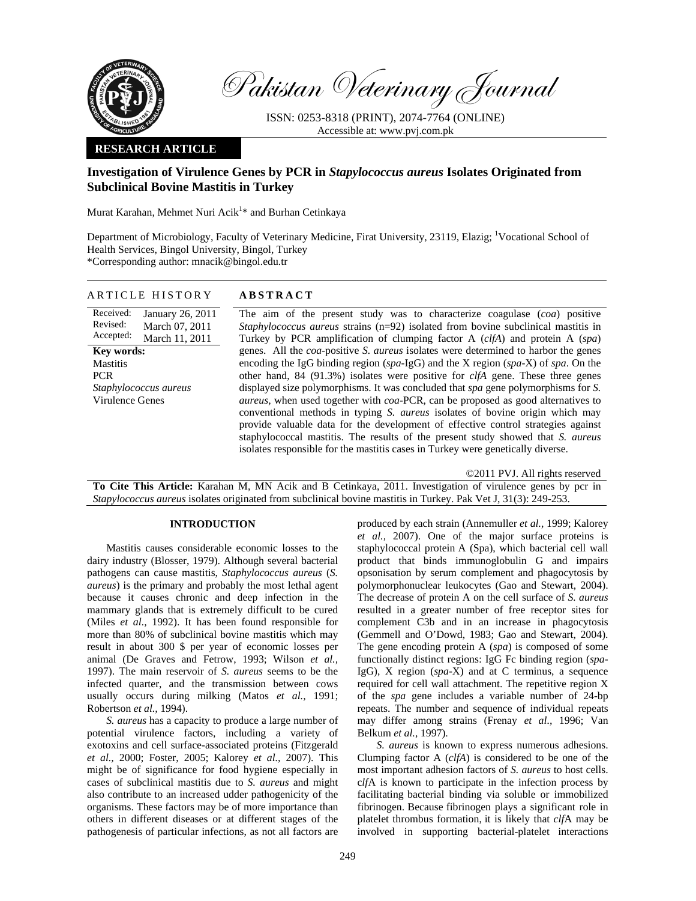Pakistan Veterinary Journal

ISSN: 0253-8318 (PRINT), 2074-7764 (ONLINE)
Accessible at: www.pvj.com.pk

**RESEARCH ARTICLE**

# Investigation of Virulence Genes by PCR in *Stapylococcus aureus* Isolates Originated from Subclinical Bovine Mastitis in Turkey

Murat Karahan, Mehmet Nuri Acik[1]* and Burhan Cetinkaya

Department of Microbiology, Faculty of Veterinary Medicine, Firat University, 23119, Elazig; [1]Vocational School of Health Services, Bingol University, Bingol, Turkey
*Corresponding author: mnacik@bingol.edu.tr

## ARTICLE HISTORY

Received: January 26, 2011
Revised: March 07, 2011
Accepted: March 11, 2011

**Key words:**
Mastitis
PCR
*Staphylococcus aureus*
Virulence Genes

## ABSTRACT

The aim of the present study was to characterize coagulase (*coa*) positive *Staphylococcus aureus* strains (n=92) isolated from bovine subclinical mastitis in Turkey by PCR amplification of clumping factor A (*clfA*) and protein A (*spa*) genes. All the *coa*-positive *S. aureus* isolates were determined to harbor the genes encoding the IgG binding region (*spa*-IgG) and the X region (*spa*-X) of *spa*. On the other hand, 84 (91.3%) isolates were positive for *clfA* gene. These three genes displayed size polymorphisms. It was concluded that *spa* gene polymorphisms for *S. aureus*, when used together with *coa*-PCR, can be proposed as good alternatives to conventional methods in typing *S. aureus* isolates of bovine origin which may provide valuable data for the development of effective control strategies against staphylococcal mastitis. The results of the present study showed that *S. aureus* isolates responsible for the mastitis cases in Turkey were genetically diverse.

©2011 PVJ. All rights reserved

**To Cite This Article:** Karahan M, MN Acik and B Cetinkaya, 2011. Investigation of virulence genes by pcr in *Stapylococcus aureus* isolates originated from subclinical bovine mastitis in Turkey. Pak Vet J, 31(3): 249-253.

## INTRODUCTION

Mastitis causes considerable economic losses to the dairy industry (Blosser, 1979). Although several bacterial pathogens can cause mastitis, *Staphylococcus aureus* (*S. aureus*) is the primary and probably the most lethal agent because it causes chronic and deep infection in the mammary glands that is extremely difficult to be cured (Miles *et al.*, 1992). It has been found responsible for more than 80% of subclinical bovine mastitis which may result in about 300 $ per year of economic losses per animal (De Graves and Fetrow, 1993; Wilson *et al.*, 1997). The main reservoir of *S. aureus* seems to be the infected quarter, and the transmission between cows usually occurs during milking (Matos *et al.*, 1991; Robertson *et al.*, 1994).

*S. aureus* has a capacity to produce a large number of potential virulence factors, including a variety of exotoxins and cell surface-associated proteins (Fitzgerald *et al.*, 2000; Foster, 2005; Kalorey *et al.*, 2007). This might be of significance for food hygiene especially in cases of subclinical mastitis due to *S. aureus* and might also contribute to an increased udder pathogenicity of the organisms. These factors may be of more importance than others in different diseases or at different stages of the pathogenesis of particular infections, as not all factors are produced by each strain (Annemuller *et al.*, 1999; Kalorey *et al.*, 2007). One of the major surface proteins is staphylococcal protein A (Spa), which bacterial cell wall product that binds immunoglobulin G and impairs opsonisation by serum complement and phagocytosis by polymorphonuclear leukocytes (Gao and Stewart, 2004). The decrease of protein A on the cell surface of *S. aureus* resulted in a greater number of free receptor sites for complement C3b and in an increase in phagocytosis (Gemmell and O'Dowd, 1983; Gao and Stewart, 2004). The gene encoding protein A (*spa*) is composed of some functionally distinct regions: IgG Fc binding region (*spa*-IgG), X region (*spa*-X) and at C terminus, a sequence required for cell wall attachment. The repetitive region X of the *spa* gene includes a variable number of 24-bp repeats. The number and sequence of individual repeats may differ among strains (Frenay *et al.*, 1996; Van Belkum *et al.*, 1997).

*S. aureus* is known to express numerous adhesions. Clumping factor A (*clfA*) is considered to be one of the most important adhesion factors of *S. aureus* to host cells. c*lf*A is known to participate in the infection process by facilitating bacterial binding via soluble or immobilized fibrinogen. Because fibrinogen plays a significant role in platelet thrombus formation, it is likely that *clf*A may be involved in supporting bacterial-platelet interactions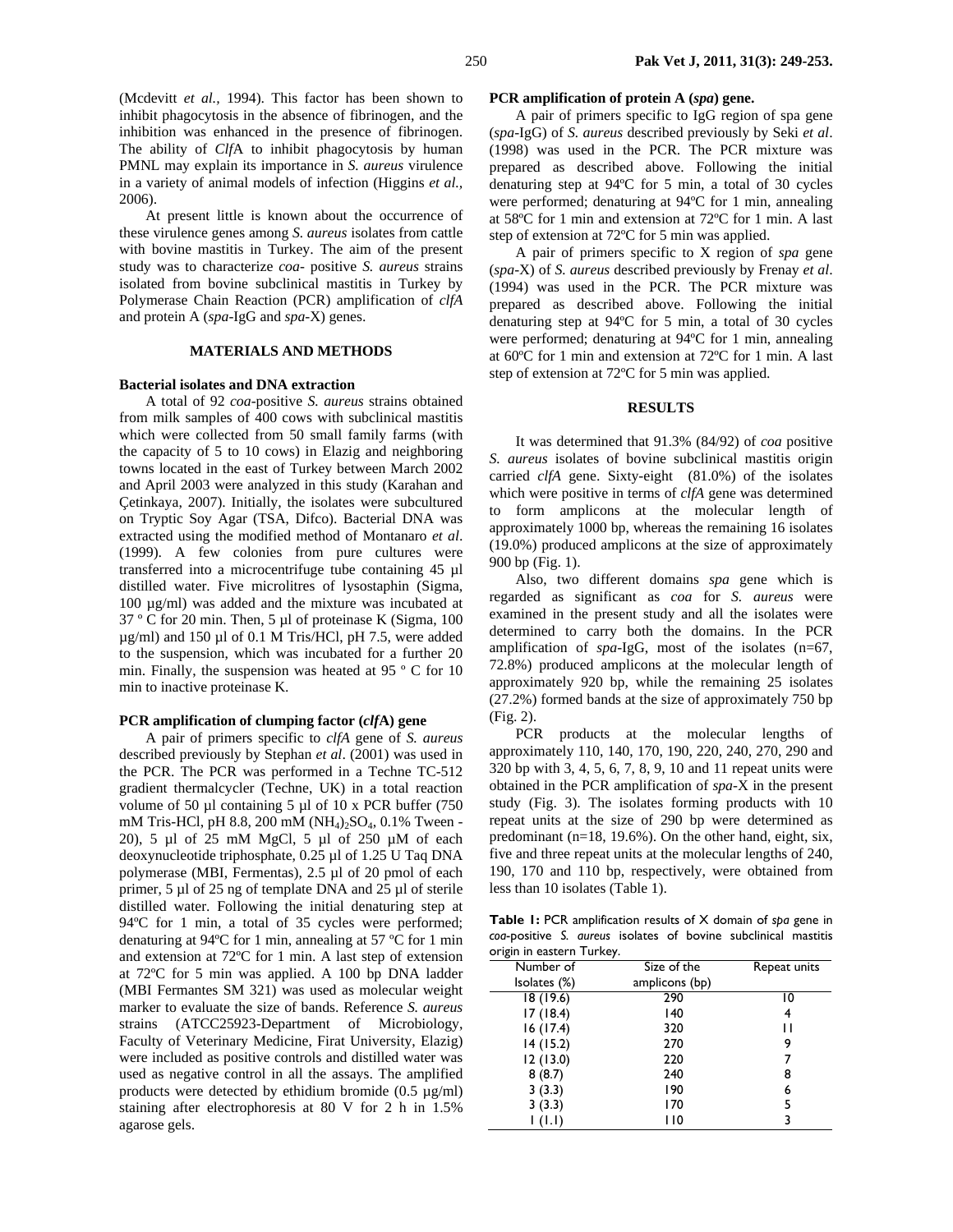(Mcdevitt *et al.,* 1994). This factor has been shown to inhibit phagocytosis in the absence of fibrinogen, and the inhibition was enhanced in the presence of fibrinogen. The ability of *Clf*A to inhibit phagocytosis by human PMNL may explain its importance in *S. aureus* virulence in a variety of animal models of infection (Higgins *et al.,* 2006).

At present little is known about the occurrence of these virulence genes among *S. aureus* isolates from cattle with bovine mastitis in Turkey. The aim of the present study was to characterize *coa*- positive *S. aureus* strains isolated from bovine subclinical mastitis in Turkey by Polymerase Chain Reaction (PCR) amplification of *clfA* and protein A (*spa*-IgG and *spa*-X) genes.

## MATERIALS AND METHODS

### Bacterial isolates and DNA extraction

A total of 92 *coa*-positive *S. aureus* strains obtained from milk samples of 400 cows with subclinical mastitis which were collected from 50 small family farms (with the capacity of 5 to 10 cows) in Elazig and neighboring towns located in the east of Turkey between March 2002 and April 2003 were analyzed in this study (Karahan and Çetinkaya, 2007). Initially, the isolates were subcultured on Tryptic Soy Agar (TSA, Difco). Bacterial DNA was extracted using the modified method of Montanaro *et al*. (1999). A few colonies from pure cultures were transferred into a microcentrifuge tube containing 45 µl distilled water. Five microlitres of lysostaphin (Sigma, 100 µg/ml) was added and the mixture was incubated at 37 º C for 20 min. Then, 5 µl of proteinase K (Sigma, 100 µg/ml) and 150 µl of 0.1 M Tris/HCl, pH 7.5, were added to the suspension, which was incubated for a further 20 min. Finally, the suspension was heated at 95 º C for 10 min to inactive proteinase K.

### PCR amplification of clumping factor (*clf*A) gene

A pair of primers specific to *clfA* gene of *S. aureus* described previously by Stephan *et al*. (2001) was used in the PCR. The PCR was performed in a Techne TC-512 gradient thermalcycler (Techne, UK) in a total reaction volume of 50 µl containing 5 µl of 10 x PCR buffer (750 mM Tris-HCl, pH 8.8, 200 mM $(NH_4)_2SO_4$, 0.1% Tween - 20), 5 µl of 25 mM MgCl, 5 µl of 250 µM of each deoxynucleotide triphosphate, 0.25 µl of 1.25 U Taq DNA polymerase (MBI, Fermentas), 2.5 µl of 20 pmol of each primer, 5 µl of 25 ng of template DNA and 25 µl of sterile distilled water. Following the initial denaturing step at 94ºC for 1 min, a total of 35 cycles were performed; denaturing at 94ºC for 1 min, annealing at 57 ºC for 1 min and extension at 72ºC for 1 min. A last step of extension at 72ºC for 5 min was applied. A 100 bp DNA ladder (MBI Fermantes SM 321) was used as molecular weight marker to evaluate the size of bands. Reference *S. aureus* strains (ATCC25923-Department of Microbiology, Faculty of Veterinary Medicine, Firat University, Elazig) were included as positive controls and distilled water was used as negative control in all the assays. The amplified products were detected by ethidium bromide (0.5 µg/ml) staining after electrophoresis at 80 V for 2 h in 1.5% agarose gels.

### PCR amplification of protein A (*spa*) gene.

A pair of primers specific to IgG region of spa gene (*spa*-IgG) of *S. aureus* described previously by Seki *et al*. (1998) was used in the PCR. The PCR mixture was prepared as described above. Following the initial denaturing step at 94ºC for 5 min, a total of 30 cycles were performed; denaturing at 94ºC for 1 min, annealing at 58ºC for 1 min and extension at 72ºC for 1 min. A last step of extension at 72ºC for 5 min was applied.

A pair of primers specific to X region of *spa* gene (*spa*-X) of *S. aureus* described previously by Frenay *et al*. (1994) was used in the PCR. The PCR mixture was prepared as described above. Following the initial denaturing step at 94ºC for 5 min, a total of 30 cycles were performed; denaturing at 94ºC for 1 min, annealing at 60ºC for 1 min and extension at 72ºC for 1 min. A last step of extension at 72ºC for 5 min was applied.

## RESULTS

It was determined that 91.3% (84/92) of *coa* positive *S. aureus* isolates of bovine subclinical mastitis origin carried *clfA* gene. Sixty-eight (81.0%) of the isolates which were positive in terms of *clfA* gene was determined to form amplicons at the molecular length of approximately 1000 bp, whereas the remaining 16 isolates (19.0%) produced amplicons at the size of approximately 900 bp (Fig. 1).

Also, two different domains *spa* gene which is regarded as significant as *coa* for *S. aureus* were examined in the present study and all the isolates were determined to carry both the domains. In the PCR amplification of *spa*-IgG, most of the isolates (n=67, 72.8%) produced amplicons at the molecular length of approximately 920 bp, while the remaining 25 isolates (27.2%) formed bands at the size of approximately 750 bp (Fig. 2).

PCR products at the molecular lengths of approximately 110, 140, 170, 190, 220, 240, 270, 290 and 320 bp with 3, 4, 5, 6, 7, 8, 9, 10 and 11 repeat units were obtained in the PCR amplification of *spa*-X in the present study (Fig. 3). The isolates forming products with 10 repeat units at the size of 290 bp were determined as predominant (n=18, 19.6%). On the other hand, eight, six, five and three repeat units at the molecular lengths of 240, 190, 170 and 110 bp, respectively, were obtained from less than 10 isolates (Table 1).

**Table 1:** PCR amplification results of X domain of *spa* gene in *coa*-positive *S. aureus* isolates of bovine subclinical mastitis origin in eastern Turkey.

| Number of Isolates (%) | Size of the amplicons (bp) | Repeat units |
|---|---|---|
| 18 (19.6) | 290 | 10 |
| 17 (18.4) | 140 | 4 |
| 16 (17.4) | 320 | 11 |
| 14 (15.2) | 270 | 9 |
| 12 (13.0) | 220 | 7 |
| 8 (8.7) | 240 | 8 |
| 3 (3.3) | 190 | 6 |
| 3 (3.3) | 170 | 5 |
| 1 (1.1) | 110 | 3 |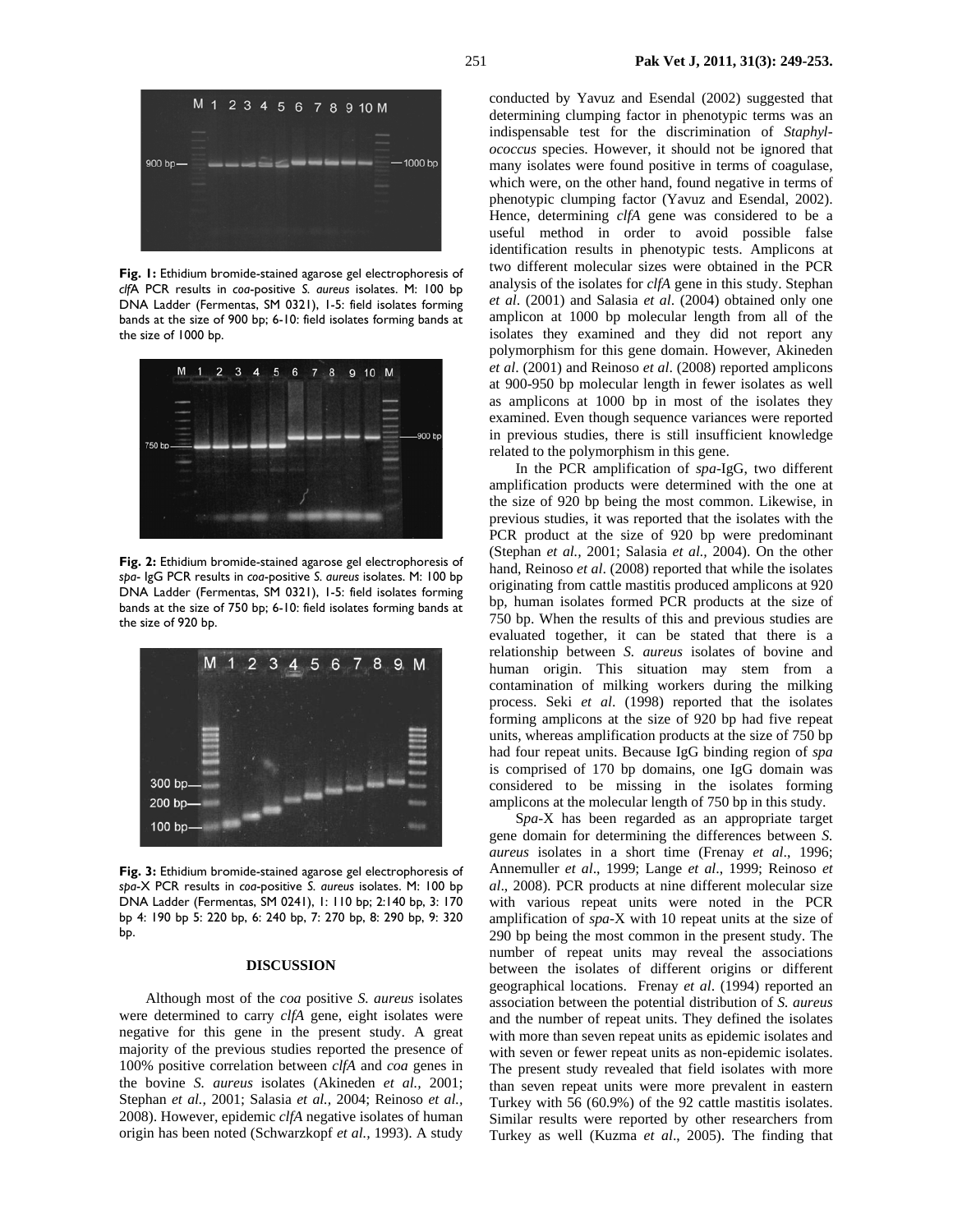**Fig. 1:** Ethidium bromide-stained agarose gel electrophoresis of *clfA* PCR results in *coa*-positive *S. aureus* isolates. M: 100 bp DNA Ladder (Fermentas, SM 0321), 1-5: field isolates forming bands at the size of 900 bp; 6-10: field isolates forming bands at the size of 1000 bp.

**Fig. 2:** Ethidium bromide-stained agarose gel electrophoresis of *spa*- IgG PCR results in *coa*-positive *S. aureus* isolates. M: 100 bp DNA Ladder (Fermentas, SM 0321), 1-5: field isolates forming bands at the size of 750 bp; 6-10: field isolates forming bands at the size of 920 bp.

**Fig. 3:** Ethidium bromide-stained agarose gel electrophoresis of *spa*-X PCR results in *coa*-positive *S. aureus* isolates. M: 100 bp DNA Ladder (Fermentas, SM 0241), 1: 110 bp; 2:140 bp, 3: 170 bp 4: 190 bp 5: 220 bp, 6: 240 bp, 7: 270 bp, 8: 290 bp, 9: 320 bp.

## DISCUSSION

Although most of the *coa* positive *S. aureus* isolates were determined to carry *clfA* gene, eight isolates were negative for this gene in the present study. A great majority of the previous studies reported the presence of 100% positive correlation between *clfA* and *coa* genes in the bovine *S. aureus* isolates (Akineden *et al.,* 2001; Stephan *et al.,* 2001; Salasia *et al.,* 2004; Reinoso *et al.,* 2008). However, epidemic *clfA* negative isolates of human origin has been noted (Schwarzkopf *et al.,* 1993). A study conducted by Yavuz and Esendal (2002) suggested that determining clumping factor in phenotypic terms was an indispensable test for the discrimination of *Staphylococcus* species. However, it should not be ignored that many isolates were found positive in terms of coagulase, which were, on the other hand, found negative in terms of phenotypic clumping factor (Yavuz and Esendal, 2002). Hence, determining *clfA* gene was considered to be a useful method in order to avoid possible false identification results in phenotypic tests. Amplicons at two different molecular sizes were obtained in the PCR analysis of the isolates for *clfA* gene in this study. Stephan *et al*. (2001) and Salasia *et al*. (2004) obtained only one amplicon at 1000 bp molecular length from all of the isolates they examined and they did not report any polymorphism for this gene domain. However, Akineden *et al*. (2001) and Reinoso *et al*. (2008) reported amplicons at 900-950 bp molecular length in fewer isolates as well as amplicons at 1000 bp in most of the isolates they examined. Even though sequence variances were reported in previous studies, there is still insufficient knowledge related to the polymorphism in this gene.

In the PCR amplification of *spa*-IgG, two different amplification products were determined with the one at the size of 920 bp being the most common. Likewise, in previous studies, it was reported that the isolates with the PCR product at the size of 920 bp were predominant (Stephan *et al.,* 2001; Salasia *et al.,* 2004). On the other hand, Reinoso *et al*. (2008) reported that while the isolates originating from cattle mastitis produced amplicons at 920 bp, human isolates formed PCR products at the size of 750 bp. When the results of this and previous studies are evaluated together, it can be stated that there is a relationship between *S. aureus* isolates of bovine and human origin. This situation may stem from a contamination of milking workers during the milking process. Seki *et al*. (1998) reported that the isolates forming amplicons at the size of 920 bp had five repeat units, whereas amplification products at the size of 750 bp had four repeat units. Because IgG binding region of *spa* is comprised of 170 bp domains, one IgG domain was considered to be missing in the isolates forming amplicons at the molecular length of 750 bp in this study.

S*pa*-X has been regarded as an appropriate target gene domain for determining the differences between *S. aureus* isolates in a short time (Frenay *et al*., 1996; Annemuller *et al*., 1999; Lange *et al*., 1999; Reinoso *et al*., 2008). PCR products at nine different molecular size with various repeat units were noted in the PCR amplification of *spa*-X with 10 repeat units at the size of 290 bp being the most common in the present study. The number of repeat units may reveal the associations between the isolates of different origins or different geographical locations. Frenay *et al*. (1994) reported an association between the potential distribution of *S. aureus* and the number of repeat units. They defined the isolates with more than seven repeat units as epidemic isolates and with seven or fewer repeat units as non-epidemic isolates. The present study revealed that field isolates with more than seven repeat units were more prevalent in eastern Turkey with 56 (60.9%) of the 92 cattle mastitis isolates. Similar results were reported by other researchers from Turkey as well (Kuzma *et al*., 2005). The finding that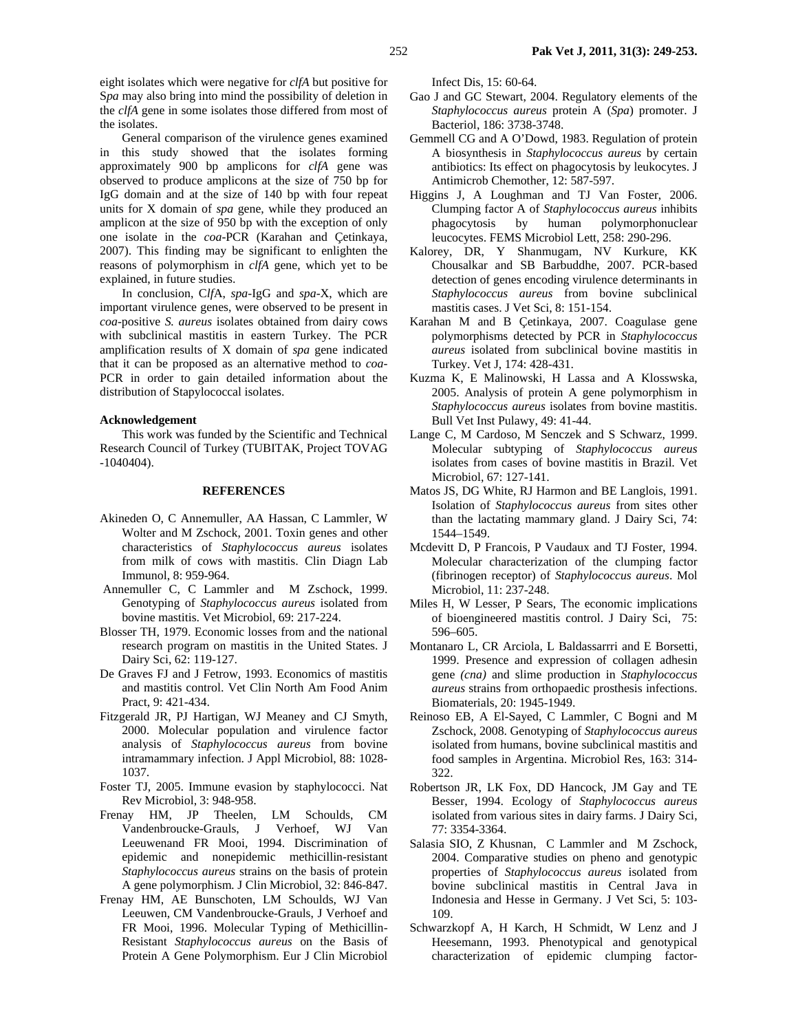eight isolates which were negative for *clfA* but positive for S*pa* may also bring into mind the possibility of deletion in the *clfA* gene in some isolates those differed from most of the isolates.

General comparison of the virulence genes examined in this study showed that the isolates forming approximately 900 bp amplicons for *clfA* gene was observed to produce amplicons at the size of 750 bp for IgG domain and at the size of 140 bp with four repeat units for X domain of *spa* gene, while they produced an amplicon at the size of 950 bp with the exception of only one isolate in the *coa*-PCR (Karahan and Çetinkaya, 2007). This finding may be significant to enlighten the reasons of polymorphism in *clfA* gene, which yet to be explained, in future studies.

In conclusion, C*lf*A, *spa*-IgG and *spa*-X, which are important virulence genes, were observed to be present in *coa*-positive *S. aureus* isolates obtained from dairy cows with subclinical mastitis in eastern Turkey. The PCR amplification results of X domain of *spa* gene indicated that it can be proposed as an alternative method to *coa*-PCR in order to gain detailed information about the distribution of Stapylococcal isolates.

**Acknowledgement**

This work was funded by the Scientific and Technical Research Council of Turkey (TUBITAK, Project TOVAG -1040404).

**REFERENCES**

Akineden O, C Annemuller, AA Hassan, C Lammler, W Wolter and M Zschock, 2001. Toxin genes and other characteristics of *Staphylococcus aureus* isolates from milk of cows with mastitis. Clin Diagn Lab Immunol, 8: 959-964.

Annemuller C, C Lammler and M Zschock, 1999. Genotyping of *Staphylococcus aureus* isolated from bovine mastitis. Vet Microbiol, 69: 217-224.

Blosser TH, 1979. Economic losses from and the national research program on mastitis in the United States. J Dairy Sci, 62: 119-127.

De Graves FJ and J Fetrow, 1993. Economics of mastitis and mastitis control. Vet Clin North Am Food Anim Pract, 9: 421-434.

Fitzgerald JR, PJ Hartigan, WJ Meaney and CJ Smyth, 2000. Molecular population and virulence factor analysis of *Staphylococcus aureus* from bovine intramammary infection. J Appl Microbiol, 88: 1028-1037.

Foster TJ, 2005. Immune evasion by staphylococci. Nat Rev Microbiol, 3: 948-958.

Frenay HM, JP Theelen, LM Schoulds, CM Vandenbroucke-Grauls, J Verhoef, WJ Van Leeuwenand FR Mooi, 1994. Discrimination of epidemic and nonepidemic methicillin-resistant *Staphylococcus aureus* strains on the basis of protein A gene polymorphism. J Clin Microbiol, 32: 846-847.

Frenay HM, AE Bunschoten, LM Schoulds, WJ Van Leeuwen, CM Vandenbroucke-Grauls, J Verhoef and FR Mooi, 1996. Molecular Typing of Methicillin-Resistant *Staphylococcus aureus* on the Basis of Protein A Gene Polymorphism. Eur J Clin Microbiol Infect Dis, 15: 60-64.

Gao J and GC Stewart, 2004. Regulatory elements of the *Staphylococcus aureus* protein A (*Spa*) promoter. J Bacteriol, 186: 3738-3748.

Gemmell CG and A O'Dowd, 1983. Regulation of protein A biosynthesis in *Staphylococcus aureus* by certain antibiotics: Its effect on phagocytosis by leukocytes. J Antimicrob Chemother, 12: 587-597.

Higgins J, A Loughman and TJ Van Foster, 2006. Clumping factor A of *Staphylococcus aureus* inhibits phagocytosis by human polymorphonuclear leucocytes. FEMS Microbiol Lett, 258: 290-296.

Kalorey, DR, Y Shanmugam, NV Kurkure, KK Chousalkar and SB Barbuddhe, 2007. PCR-based detection of genes encoding virulence determinants in *Staphylococcus aureus* from bovine subclinical mastitis cases. J Vet Sci, 8: 151-154.

Karahan M and B Çetinkaya, 2007. Coagulase gene polymorphisms detected by PCR in *Staphylococcus aureus* isolated from subclinical bovine mastitis in Turkey. Vet J, 174: 428-431.

Kuzma K, E Malinowski, H Lassa and A Klosswska, 2005. Analysis of protein A gene polymorphism in *Staphylococcus aureus* isolates from bovine mastitis. Bull Vet Inst Pulawy, 49: 41-44.

Lange C, M Cardoso, M Senczek and S Schwarz, 1999. Molecular subtyping of *Staphylococcus aureus* isolates from cases of bovine mastitis in Brazil. Vet Microbiol, 67: 127-141.

Matos JS, DG White, RJ Harmon and BE Langlois, 1991. Isolation of *Staphylococcus aureus* from sites other than the lactating mammary gland. J Dairy Sci, 74: 1544–1549.

Mcdevitt D, P Francois, P Vaudaux and TJ Foster, 1994. Molecular characterization of the clumping factor (fibrinogen receptor) of *Staphylococcus aureus*. Mol Microbiol, 11: 237-248.

Miles H, W Lesser, P Sears, The economic implications of bioengineered mastitis control. J Dairy Sci, 75: 596–605.

Montanaro L, CR Arciola, L Baldassarrri and E Borsetti, 1999. Presence and expression of collagen adhesin gene *(cna)* and slime production in *Staphylococcus aureus* strains from orthopaedic prosthesis infections. Biomaterials, 20: 1945-1949.

Reinoso EB, A El-Sayed, C Lammler, C Bogni and M Zschock, 2008. Genotyping of *Staphylococcus aureus* isolated from humans, bovine subclinical mastitis and food samples in Argentina. Microbiol Res, 163: 314-322.

Robertson JR, LK Fox, DD Hancock, JM Gay and TE Besser, 1994. Ecology of *Staphylococcus aureus* isolated from various sites in dairy farms. J Dairy Sci, 77: 3354-3364.

Salasia SIO, Z Khusnan, C Lammler and M Zschock, 2004. Comparative studies on pheno and genotypic properties of *Staphylococcus aureus* isolated from bovine subclinical mastitis in Central Java in Indonesia and Hesse in Germany. J Vet Sci, 5: 103-109.

Schwarzkopf A, H Karch, H Schmidt, W Lenz and J Heesemann, 1993. Phenotypical and genotypical characterization of epidemic clumping factor-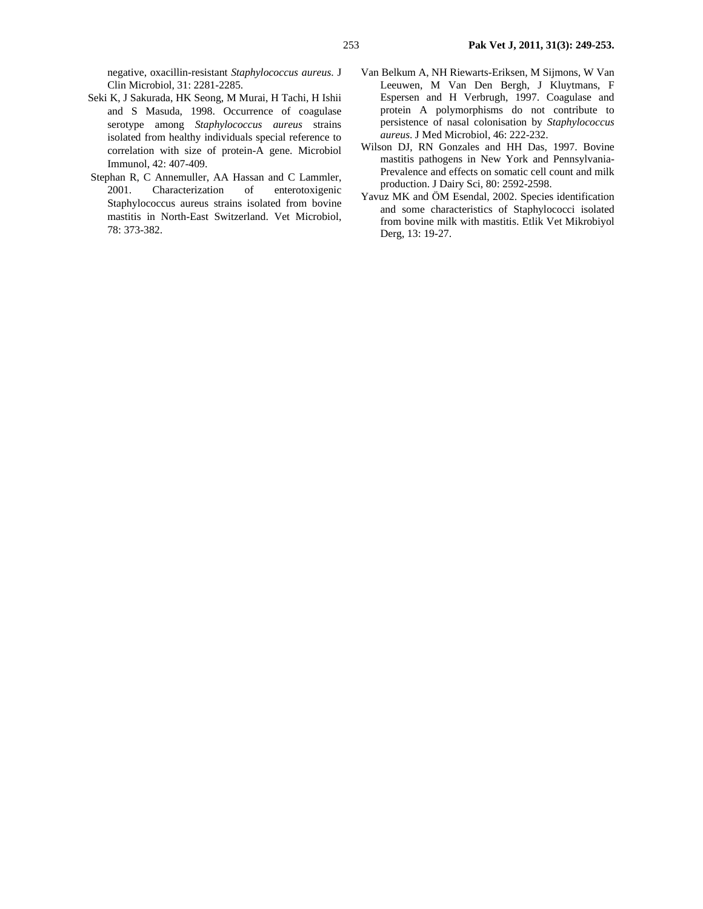negative, oxacillin-resistant *Staphylococcus aureus*. J Clin Microbiol, 31: 2281-2285.

Seki K, J Sakurada, HK Seong, M Murai, H Tachi, H Ishii and S Masuda, 1998. Occurrence of coagulase serotype among *Staphylococcus aureus* strains isolated from healthy individuals special reference to correlation with size of protein-A gene. Microbiol Immunol, 42: 407-409.

Stephan R, C Annemuller, AA Hassan and C Lammler, 2001. Characterization of enterotoxigenic Staphylococcus aureus strains isolated from bovine mastitis in North-East Switzerland. Vet Microbiol, 78: 373-382.

Van Belkum A, NH Riewarts-Eriksen, M Sijmons, W Van Leeuwen, M Van Den Bergh, J Kluytmans, F Espersen and H Verbrugh, 1997. Coagulase and protein A polymorphisms do not contribute to persistence of nasal colonisation by *Staphylococcus aureus*. J Med Microbiol, 46: 222-232.

Wilson DJ, RN Gonzales and HH Das, 1997. Bovine mastitis pathogens in New York and Pennsylvania-Prevalence and effects on somatic cell count and milk production. J Dairy Sci, 80: 2592-2598.

Yavuz MK and ÖM Esendal, 2002. Species identification and some characteristics of Staphylococci isolated from bovine milk with mastitis. Etlik Vet Mikrobiyol Derg, 13: 19-27.